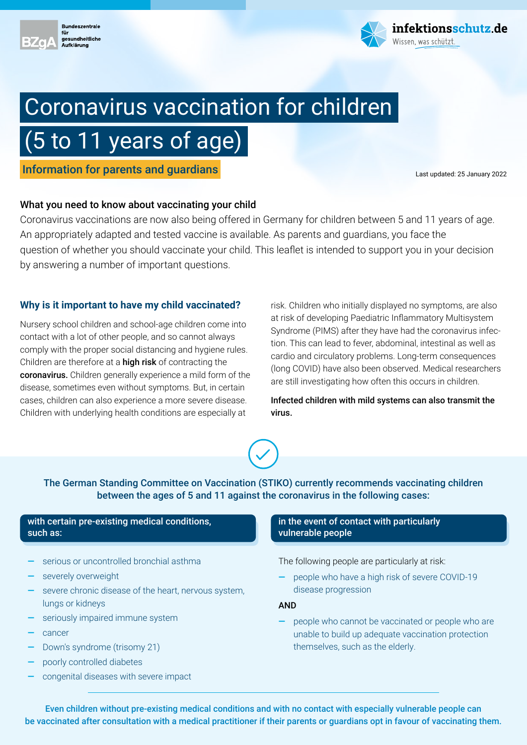Bundeszentrale für gesundheitliche Aufklärung

infektionsschutz.de
Wissen, was schützt.

# Coronavirus vaccination for children (5 to 11 years of age)

**Information for parents and guardians**

Last updated: 25 January 2022

## What you need to know about vaccinating your child

Coronavirus vaccinations are now also being offered in Germany for children between 5 and 11 years of age. An appropriately adapted and tested vaccine is available. As parents and guardians, you face the question of whether you should vaccinate your child. This leaflet is intended to support you in your decision by answering a number of important questions.

### Why is it important to have my child vaccinated?

Nursery school children and school-age children come into contact with a lot of other people, and so cannot always comply with the proper social distancing and hygiene rules. Children are therefore at a **high risk** of contracting the **coronavirus.** Children generally experience a mild form of the disease, sometimes even without symptoms. But, in certain cases, children can also experience a more severe disease. Children with underlying health conditions are especially at risk. Children who initially displayed no symptoms, are also at risk of developing Paediatric Inflammatory Multisystem Syndrome (PIMS) after they have had the coronavirus infection. This can lead to fever, abdominal, intestinal as well as cardio and circulatory problems. Long-term consequences (long COVID) have also been observed. Medical researchers are still investigating how often this occurs in children.

**Infected children with mild systems can also transmit the virus.**

**The German Standing Committee on Vaccination (STIKO) currently recommends vaccinating children between the ages of 5 and 11 against the coronavirus in the following cases:**

**with certain pre-existing medical conditions, such as:**

- serious or uncontrolled bronchial asthma
- severely overweight
- severe chronic disease of the heart, nervous system, lungs or kidneys
- seriously impaired immune system
- cancer
- Down's syndrome (trisomy 21)
- poorly controlled diabetes
- congenital diseases with severe impact

**in the event of contact with particularly vulnerable people**

The following people are particularly at risk:

- people who have a high risk of severe COVID-19 disease progression

**AND**

- people who cannot be vaccinated or people who are unable to build up adequate vaccination protection themselves, such as the elderly.

**Even children without pre-existing medical conditions and with no contact with especially vulnerable people can be vaccinated after consultation with a medical practitioner if their parents or guardians opt in favour of vaccinating them.**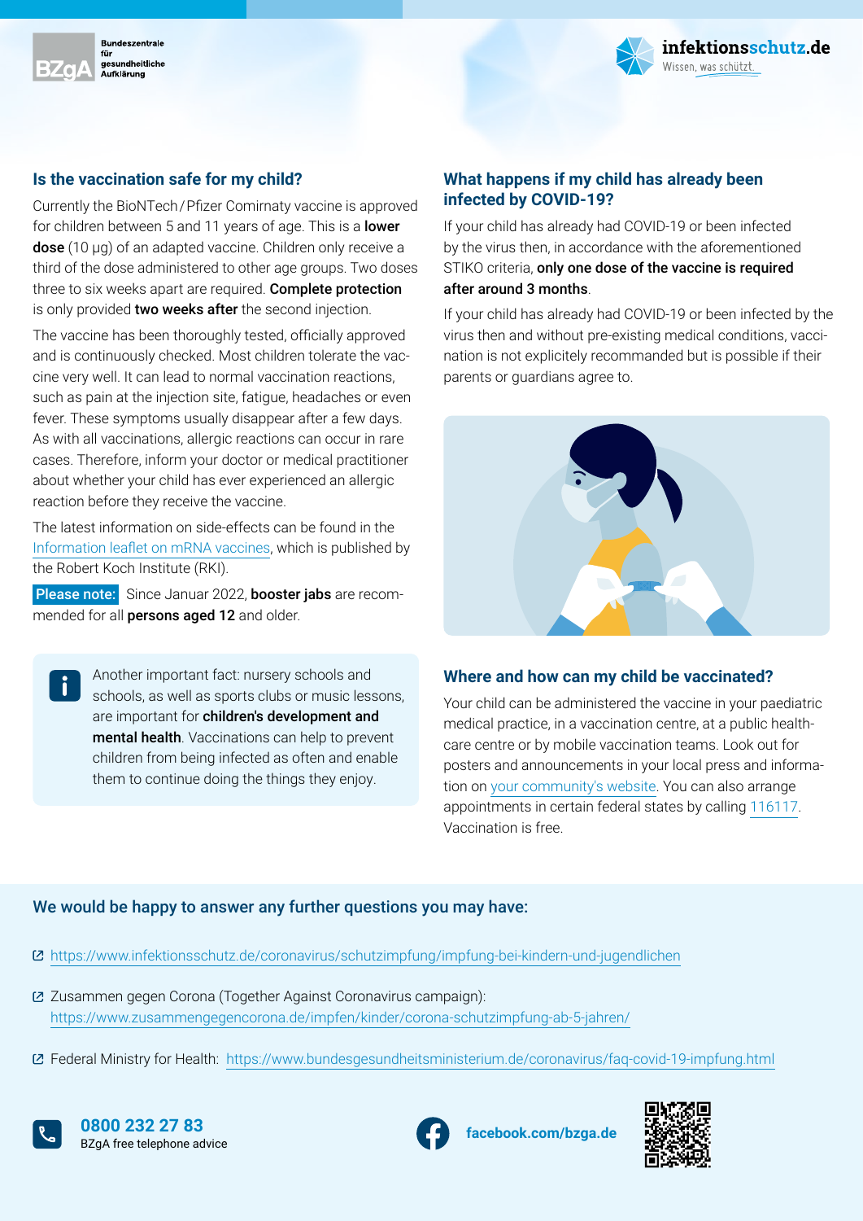## Is the vaccination safe for my child?

Currently the BioNTech / Pfizer Comirnaty vaccine is approved for children between 5 and 11 years of age. This is a **lower dose** (10 µg) of an adapted vaccine. Children only receive a third of the dose administered to other age groups. Two doses three to six weeks apart are required. **Complete protection** is only provided **two weeks after** the second injection.

The vaccine has been thoroughly tested, officially approved and is continuously checked. Most children tolerate the vaccine very well. It can lead to normal vaccination reactions, such as pain at the injection site, fatigue, headaches or even fever. These symptoms usually disappear after a few days. As with all vaccinations, allergic reactions can occur in rare cases. Therefore, inform your doctor or medical practitioner about whether your child has ever experienced an allergic reaction before they receive the vaccine.

The latest information on side-effects can be found in the Information leaflet on mRNA vaccines, which is published by the Robert Koch Institute (RKI).

**Please note:** Since Januar 2022, **booster jabs** are recommended for all **persons aged 12** and older.

Another important fact: nursery schools and schools, as well as sports clubs or music lessons, are important for **children's development and mental health**. Vaccinations can help to prevent children from being infected as often and enable them to continue doing the things they enjoy.

## What happens if my child has already been infected by COVID-19?

If your child has already had COVID-19 or been infected by the virus then, in accordance with the aforementioned STIKO criteria, **only one dose of the vaccine is required after around 3 months**.

If your child has already had COVID-19 or been infected by the virus then and without pre-existing medical conditions, vaccination is not explicitely recommanded but is possible if their parents or guardians agree to.

## Where and how can my child be vaccinated?

Your child can be administered the vaccine in your paediatric medical practice, in a vaccination centre, at a public healthcare centre or by mobile vaccination teams. Look out for posters and announcements in your local press and information on your community's website. You can also arrange appointments in certain federal states by calling 116117. Vaccination is free.

## We would be happy to answer any further questions you may have:

- https://www.infektionsschutz.de/coronavirus/schutzimpfung/impfung-bei-kindern-und-jugendlichen
- Zusammen gegen Corona (Together Against Coronavirus campaign): https://www.zusammengegencorona.de/impfen/kinder/corona-schutzimpfung-ab-5-jahren/
- Federal Ministry for Health: https://www.bundesgesundheitsministerium.de/coronavirus/faq-covid-19-impfung.html

**0800 232 27 83**
BZgA free telephone advice

**facebook.com/bzga.de**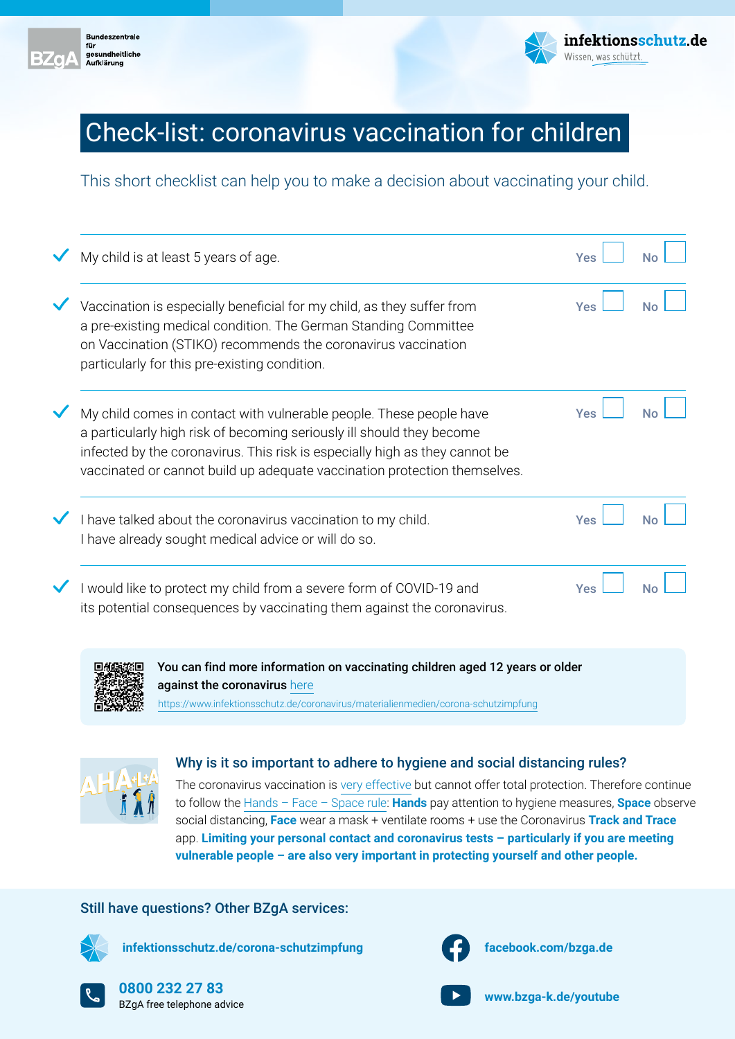Bundeszentrale für gesundheitliche Aufklärung

infektionsschutz.de
Wissen, was schützt.

# Check-list: coronavirus vaccination for children

This short checklist can help you to make a decision about vaccinating your child.

- ✓ My child is at least 5 years of age. Yes ☐ No ☐

- ✓ Vaccination is especially beneficial for my child, as they suffer from a pre-existing medical condition. The German Standing Committee on Vaccination (STIKO) recommends the coronavirus vaccination particularly for this pre-existing condition. Yes ☐ No ☐

- ✓ My child comes in contact with vulnerable people. These people have a particularly high risk of becoming seriously ill should they become infected by the coronavirus. This risk is especially high as they cannot be vaccinated or cannot build up adequate vaccination protection themselves. Yes ☐ No ☐

- ✓ I have talked about the coronavirus vaccination to my child. I have already sought medical advice or will do so. Yes ☐ No ☐

- ✓ I would like to protect my child from a severe form of COVID-19 and its potential consequences by vaccinating them against the coronavirus. Yes ☐ No ☐

**You can find more information on vaccinating children aged 12 years or older against the coronavirus** here
https://www.infektionsschutz.de/coronavirus/materialienmedien/corona-schutzimpfung

## Why is it so important to adhere to hygiene and social distancing rules?

The coronavirus vaccination is very effective but cannot offer total protection. Therefore continue to follow the Hands – Face – Space rule: **Hands** pay attention to hygiene measures, **Space** observe social distancing, **Face** wear a mask + ventilate rooms + use the Coronavirus **Track and Trace** app. **Limiting your personal contact and coronavirus tests – particularly if you are meeting vulnerable people – are also very important in protecting yourself and other people.**

## Still have questions? Other BZgA services:

- **infektionsschutz.de/corona-schutzimpfung**
- **facebook.com/bzga.de**
- **0800 232 27 83** BZgA free telephone advice
- **www.bzga-k.de/youtube**